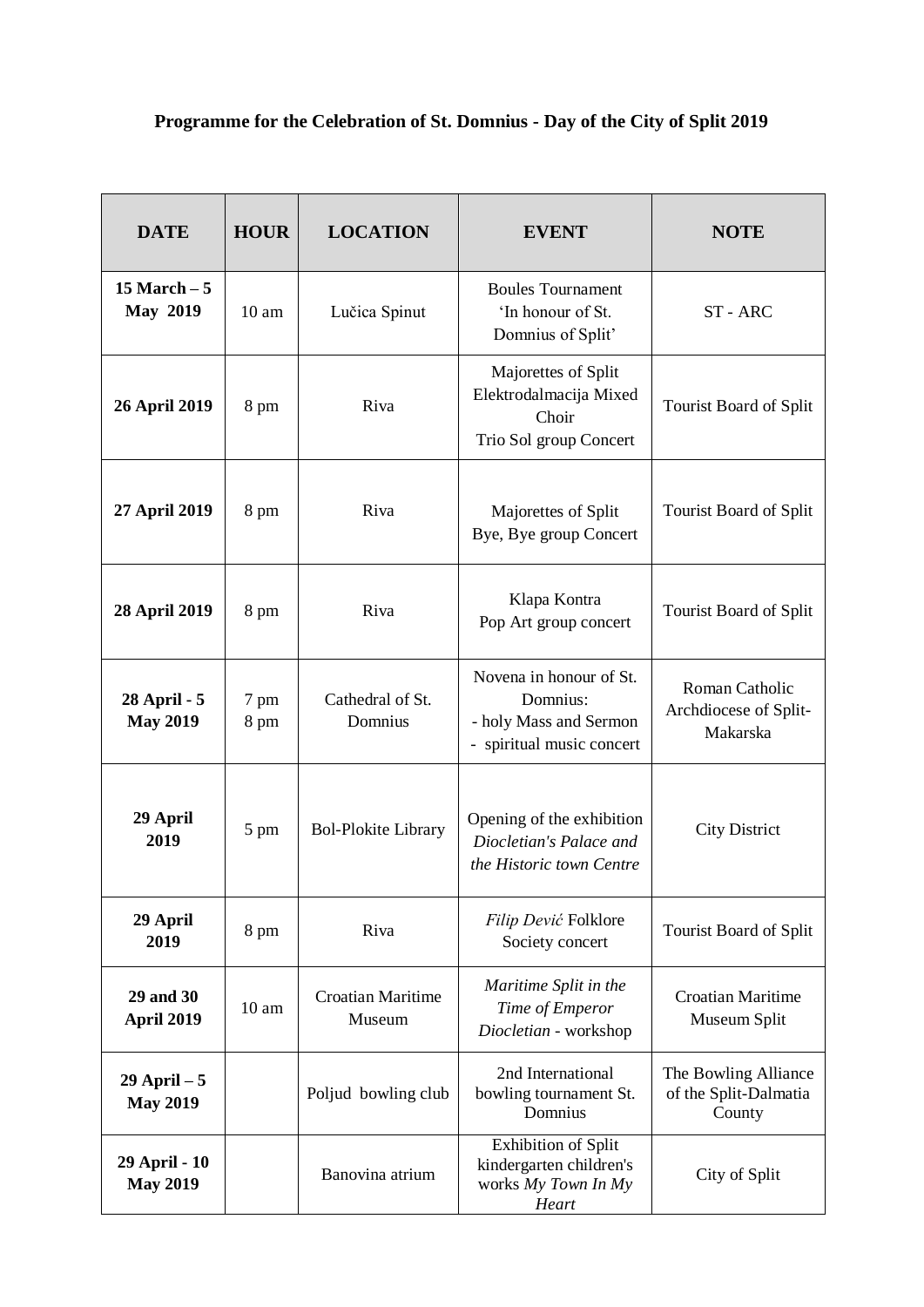**Programme for the Celebration of St. Domnius - Day of the City of Split 2019**

| DATE | HOUR | LOCATION | EVENT | NOTE |
|---|---|---|---|---|
| **15 March – 5 May 2019** | 10 am | Lučica Spinut | Boules Tournament 'In honour of St. Domnius of Split' | ST - ARC |
| **26 April 2019** | 8 pm | Riva | Majorettes of Split<br>Elektrodalmacija Mixed Choir<br>Trio Sol group Concert | Tourist Board of Split |
| **27 April 2019** | 8 pm | Riva | Majorettes of Split<br>Bye, Bye group Concert | Tourist Board of Split |
| **28 April 2019** | 8 pm | Riva | Klapa Kontra<br>Pop Art group concert | Tourist Board of Split |
| **28 April - 5 May 2019** | 7 pm<br>8 pm | Cathedral of St. Domnius | Novena in honour of St. Domnius:<br>- holy Mass and Sermon<br>- spiritual music concert | Roman Catholic Archdiocese of Split-Makarska |
| **29 April 2019** | 5 pm | Bol-Plokite Library | Opening of the exhibition *Diocletian's Palace and the Historic town Centre* | City District |
| **29 April 2019** | 8 pm | Riva | *Filip Dević* Folklore Society concert | Tourist Board of Split |
| **29 and 30 April 2019** | 10 am | Croatian Maritime Museum | *Maritime Split in the Time of Emperor Diocletian* - workshop | Croatian Maritime Museum Split |
| **29 April – 5 May 2019** | | Poljud bowling club | 2nd International bowling tournament St. Domnius | The Bowling Alliance of the Split-Dalmatia County |
| **29 April - 10 May 2019** | | Banovina atrium | Exhibition of Split kindergarten children's works *My Town In My Heart* | City of Split |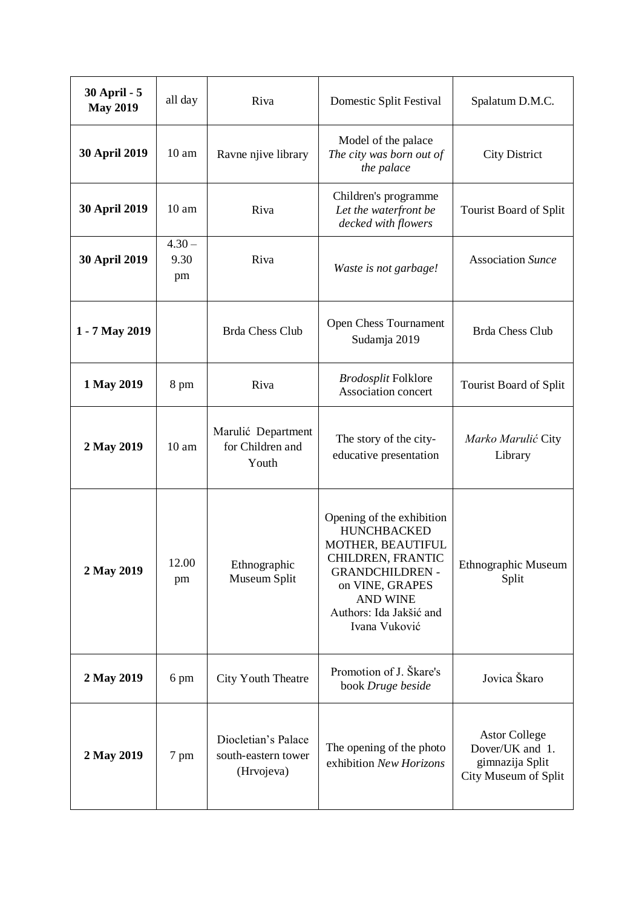| | | | | |
|---|---|---|---|---|
| **30 April - 5 May 2019** | all day | Riva | Domestic Split Festival | Spalatum D.M.C. |
| **30 April 2019** | 10 am | Ravne njive library | Model of the palace *The city was born out of the palace* | City District |
| **30 April 2019** | 10 am | Riva | Children's programme *Let the waterfront be decked with flowers* | Tourist Board of Split |
| **30 April 2019** | 4.30 – 9.30 pm | Riva | *Waste is not garbage!* | Association *Sunce* |
| **1 - 7 May 2019** | | Brda Chess Club | Open Chess Tournament Sudamja 2019 | Brda Chess Club |
| **1 May 2019** | 8 pm | Riva | *Brodosplit* Folklore Association concert | Tourist Board of Split |
| **2 May 2019** | 10 am | Marulić Department for Children and Youth | The story of the city-educative presentation | *Marko Marulić* City Library |
| **2 May 2019** | 12.00 pm | Ethnographic Museum Split | Opening of the exhibition HUNCHBACKED MOTHER, BEAUTIFUL CHILDREN, FRANTIC GRANDCHILDREN - on VINE, GRAPES AND WINE Authors: Ida Jakšić and Ivana Vuković | Ethnographic Museum Split |
| **2 May 2019** | 6 pm | City Youth Theatre | Promotion of J. Škare's book *Druge beside* | Jovica Škaro |
| **2 May 2019** | 7 pm | Diocletian's Palace south-eastern tower (Hrvojeva) | The opening of the photo exhibition *New Horizons* | Astor College Dover/UK and 1. gimnazija Split City Museum of Split |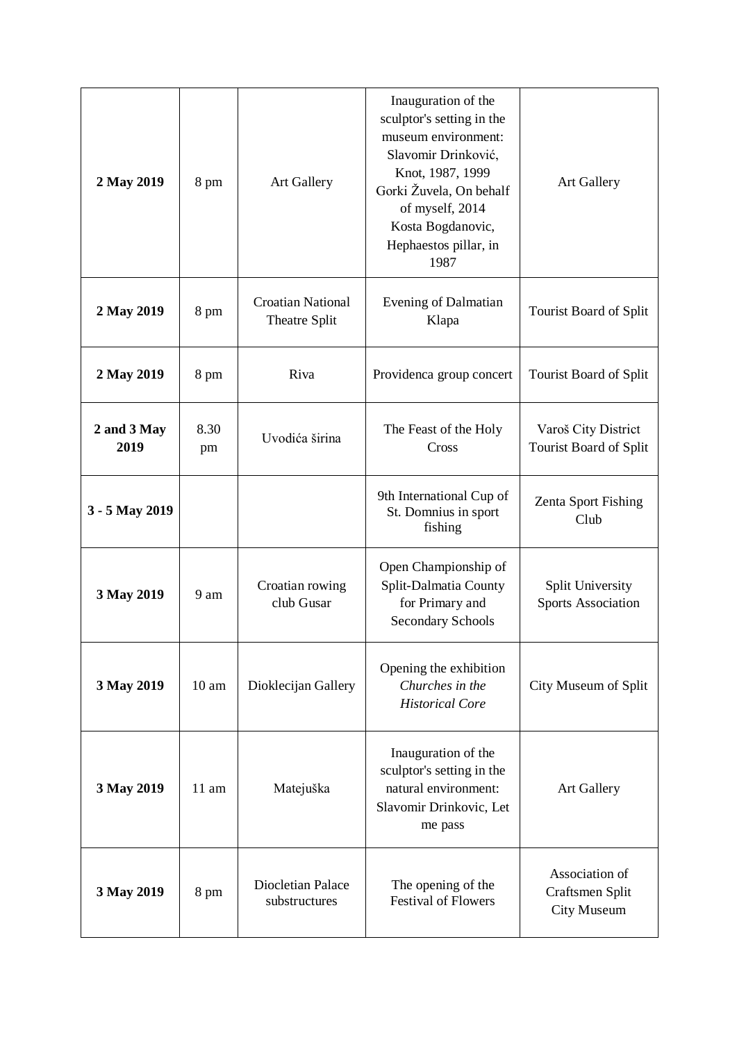| | | | | |
|---|---|---|---|---|
| **2 May 2019** | 8 pm | Art Gallery | Inauguration of the sculptor's setting in the museum environment: Slavomir Drinković, Knot, 1987, 1999 Gorki Žuvela, On behalf of myself, 2014 Kosta Bogdanovic, Hephaestos pillar, in 1987 | Art Gallery |
| **2 May 2019** | 8 pm | Croatian National Theatre Split | Evening of Dalmatian Klapa | Tourist Board of Split |
| **2 May 2019** | 8 pm | Riva | Providenca group concert | Tourist Board of Split |
| **2 and 3 May 2019** | 8.30 pm | Uvodića širina | The Feast of the Holy Cross | Varoš City District Tourist Board of Split |
| **3 - 5 May 2019** | | | 9th International Cup of St. Domnius in sport fishing | Zenta Sport Fishing Club |
| **3 May 2019** | 9 am | Croatian rowing club Gusar | Open Championship of Split-Dalmatia County for Primary and Secondary Schools | Split University Sports Association |
| **3 May 2019** | 10 am | Dioklecijan Gallery | Opening the exhibition *Churches in the Historical Core* | City Museum of Split |
| **3 May 2019** | 11 am | Matejuška | Inauguration of the sculptor's setting in the natural environment: Slavomir Drinkovic, Let me pass | Art Gallery |
| **3 May 2019** | 8 pm | Diocletian Palace substructures | The opening of the Festival of Flowers | Association of Craftsmen Split City Museum |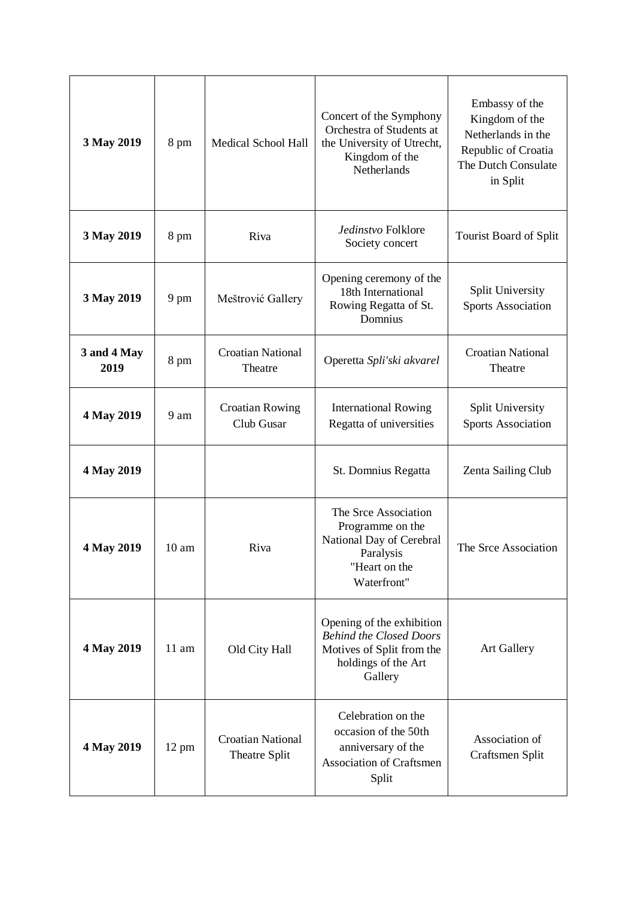| | | | | |
|---|---|---|---|---|
| **3 May 2019** | 8 pm | Medical School Hall | Concert of the Symphony Orchestra of Students at the University of Utrecht, Kingdom of the Netherlands | Embassy of the Kingdom of the Netherlands in the Republic of Croatia The Dutch Consulate in Split |
| **3 May 2019** | 8 pm | Riva | *Jedinstvo* Folklore Society concert | Tourist Board of Split |
| **3 May 2019** | 9 pm | Meštrović Gallery | Opening ceremony of the 18th International Rowing Regatta of St. Domnius | Split University Sports Association |
| **3 and 4 May 2019** | 8 pm | Croatian National Theatre | Operetta *Spli'ski akvarel* | Croatian National Theatre |
| **4 May 2019** | 9 am | Croatian Rowing Club Gusar | International Rowing Regatta of universities | Split University Sports Association |
| **4 May 2019** | | | St. Domnius Regatta | Zenta Sailing Club |
| **4 May 2019** | 10 am | Riva | The Srce Association Programme on the National Day of Cerebral Paralysis "Heart on the Waterfront" | The Srce Association |
| **4 May 2019** | 11 am | Old City Hall | Opening of the exhibition *Behind the Closed Doors* Motives of Split from the holdings of the Art Gallery | Art Gallery |
| **4 May 2019** | 12 pm | Croatian National Theatre Split | Celebration on the occasion of the 50th anniversary of the Association of Craftsmen Split | Association of Craftsmen Split |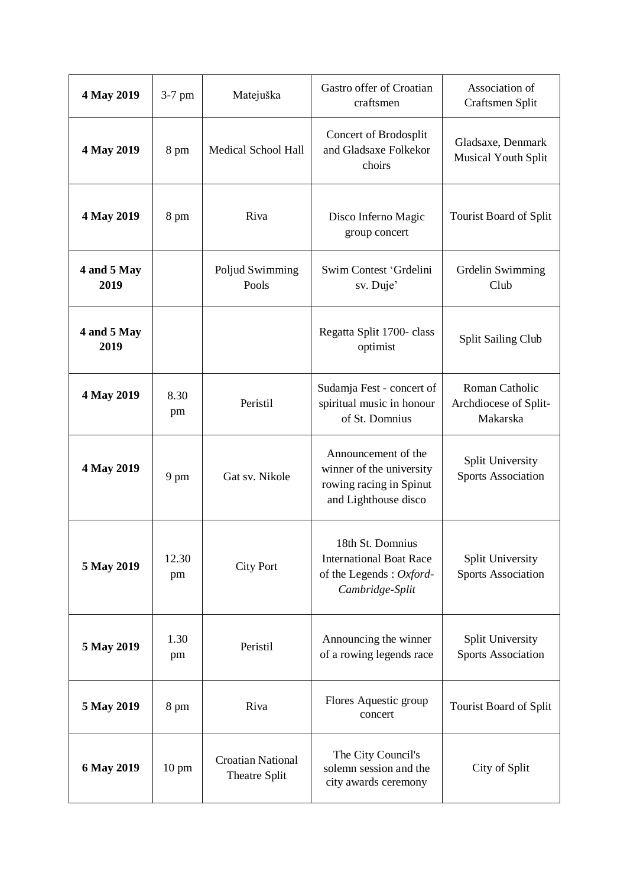| | | | | |
|---|---|---|---|---|
| **4 May 2019** | 3-7 pm | Matejuška | Gastro offer of Croatian craftsmen | Association of Craftsmen Split |
| **4 May 2019** | 8 pm | Medical School Hall | Concert of Brodosplit and Gladsaxe Folkekor choirs | Gladsaxe, Denmark Musical Youth Split |
| **4 May 2019** | 8 pm | Riva | Disco Inferno Magic group concert | Tourist Board of Split |
| **4 and 5 May 2019** | | Poljud Swimming Pools | Swim Contest 'Grdelini sv. Duje' | Grdelin Swimming Club |
| **4 and 5 May 2019** | | | Regatta Split 1700- class optimist | Split Sailing Club |
| **4 May 2019** | 8.30 pm | Peristil | Sudamja Fest - concert of spiritual music in honour of St. Domnius | Roman Catholic Archdiocese of Split-Makarska |
| **4 May 2019** | 9 pm | Gat sv. Nikole | Announcement of the winner of the university rowing racing in Spinut and Lighthouse disco | Split University Sports Association |
| **5 May 2019** | 12.30 pm | City Port | 18th St. Domnius International Boat Race of the Legends : *Oxford-Cambridge-Split* | Split University Sports Association |
| **5 May 2019** | 1.30 pm | Peristil | Announcing the winner of a rowing legends race | Split University Sports Association |
| **5 May 2019** | 8 pm | Riva | Flores Aquestic group concert | Tourist Board of Split |
| **6 May 2019** | 10 pm | Croatian National Theatre Split | The City Council's solemn session and the city awards ceremony | City of Split |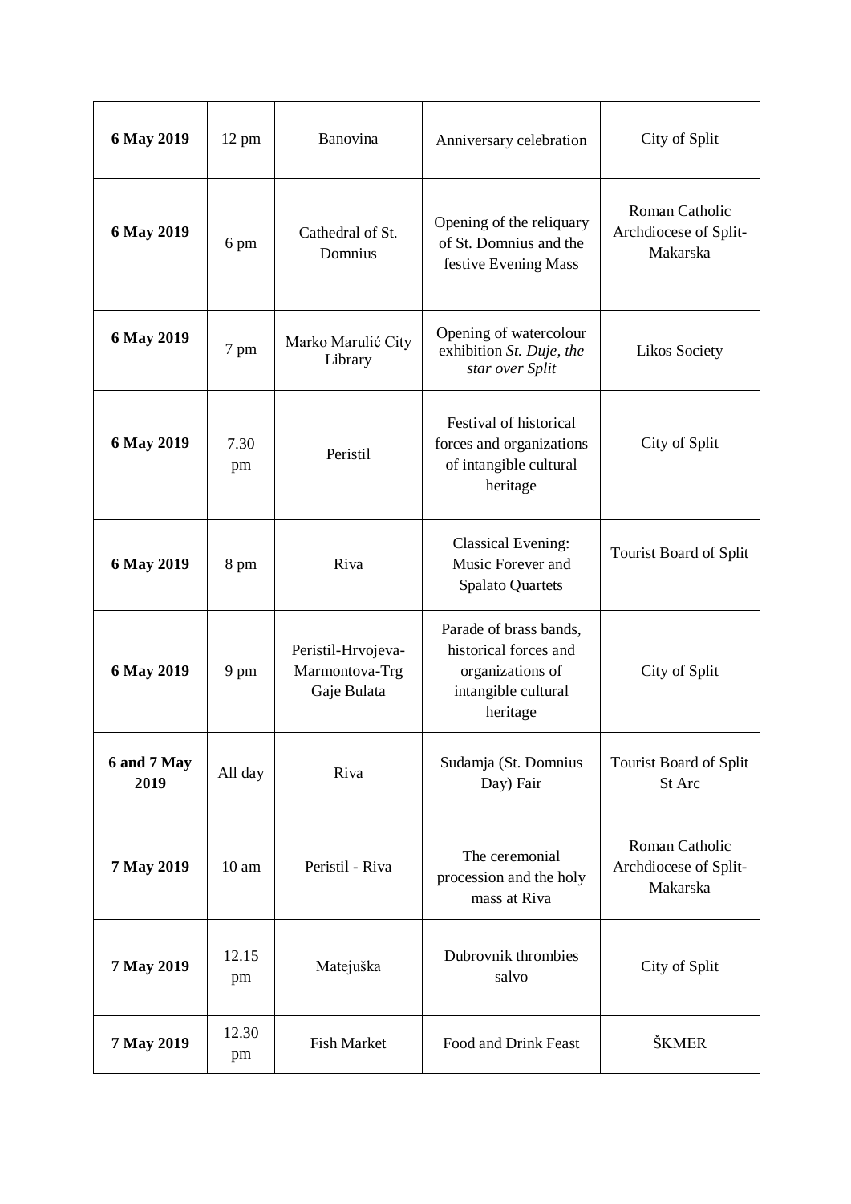| | | | | |
|---|---|---|---|---|
| **6 May 2019** | 12 pm | Banovina | Anniversary celebration | City of Split |
| **6 May 2019** | 6 pm | Cathedral of St. Domnius | Opening of the reliquary of St. Domnius and the festive Evening Mass | Roman Catholic Archdiocese of Split-Makarska |
| **6 May 2019** | 7 pm | Marko Marulić City Library | Opening of watercolour exhibition *St. Duje, the star over Split* | Likos Society |
| **6 May 2019** | 7.30 pm | Peristil | Festival of historical forces and organizations of intangible cultural heritage | City of Split |
| **6 May 2019** | 8 pm | Riva | Classical Evening: Music Forever and Spalato Quartets | Tourist Board of Split |
| **6 May 2019** | 9 pm | Peristil-Hrvojeva-Marmontova-Trg Gaje Bulata | Parade of brass bands, historical forces and organizations of intangible cultural heritage | City of Split |
| **6 and 7 May 2019** | All day | Riva | Sudamja (St. Domnius Day) Fair | Tourist Board of Split St Arc |
| **7 May 2019** | 10 am | Peristil - Riva | The ceremonial procession and the holy mass at Riva | Roman Catholic Archdiocese of Split-Makarska |
| **7 May 2019** | 12.15 pm | Matejuška | Dubrovnik thrombies salvo | City of Split |
| **7 May 2019** | 12.30 pm | Fish Market | Food and Drink Feast | ŠKMER |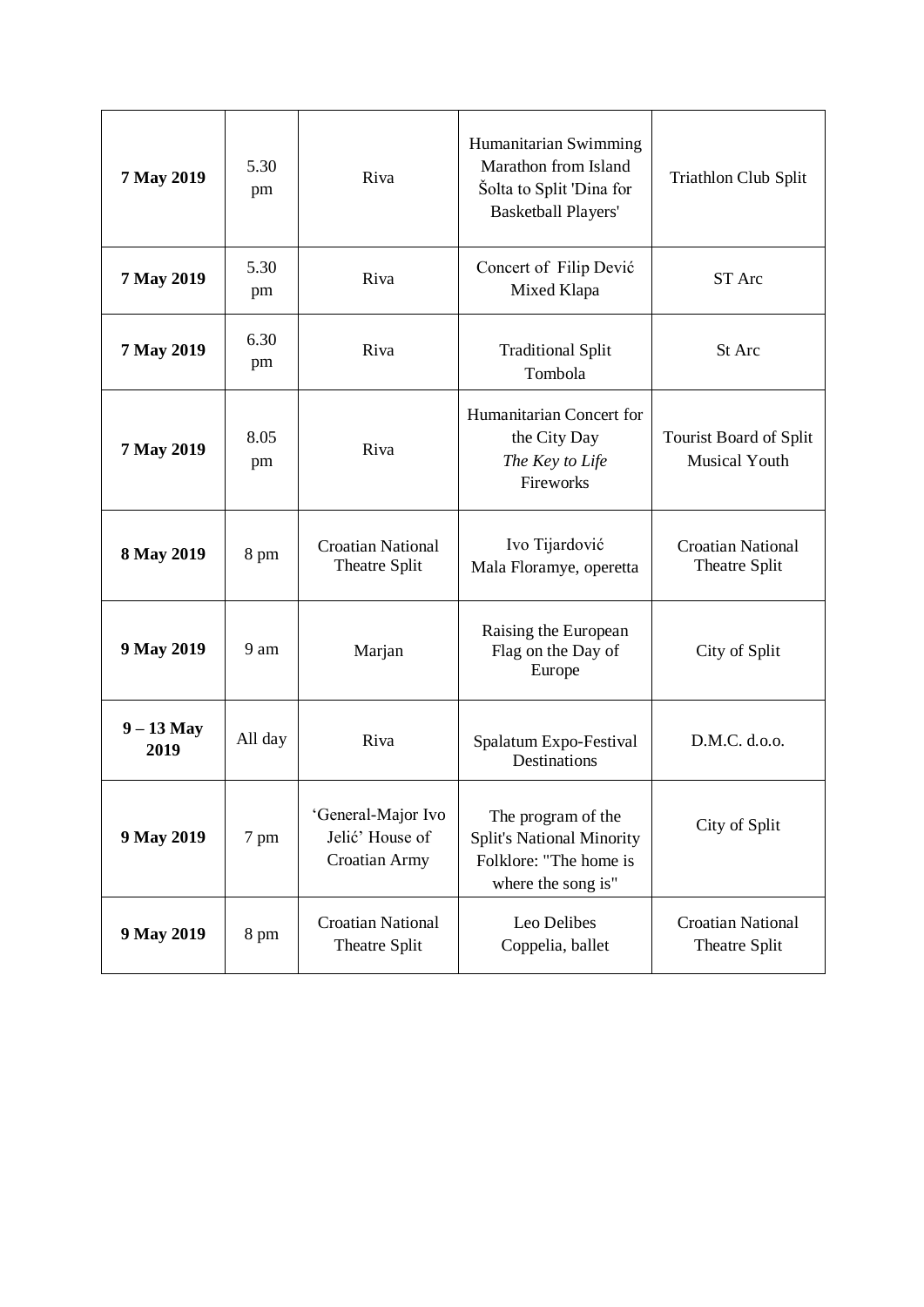| | | | | |
|---|---|---|---|---|
| **7 May 2019** | 5.30 pm | Riva | Humanitarian Swimming Marathon from Island Šolta to Split 'Dina for Basketball Players' | Triathlon Club Split |
| **7 May 2019** | 5.30 pm | Riva | Concert of Filip Dević Mixed Klapa | ST Arc |
| **7 May 2019** | 6.30 pm | Riva | Traditional Split Tombola | St Arc |
| **7 May 2019** | 8.05 pm | Riva | Humanitarian Concert for the City Day *The Key to Life* Fireworks | Tourist Board of Split Musical Youth |
| **8 May 2019** | 8 pm | Croatian National Theatre Split | Ivo Tijardović Mala Floramye, operetta | Croatian National Theatre Split |
| **9 May 2019** | 9 am | Marjan | Raising the European Flag on the Day of Europe | City of Split |
| **9 – 13 May 2019** | All day | Riva | Spalatum Expo-Festival Destinations | D.M.C. d.o.o. |
| **9 May 2019** | 7 pm | 'General-Major Ivo Jelić' House of Croatian Army | The program of the Split's National Minority Folklore: "The home is where the song is" | City of Split |
| **9 May 2019** | 8 pm | Croatian National Theatre Split | Leo Delibes Coppelia, ballet | Croatian National Theatre Split |